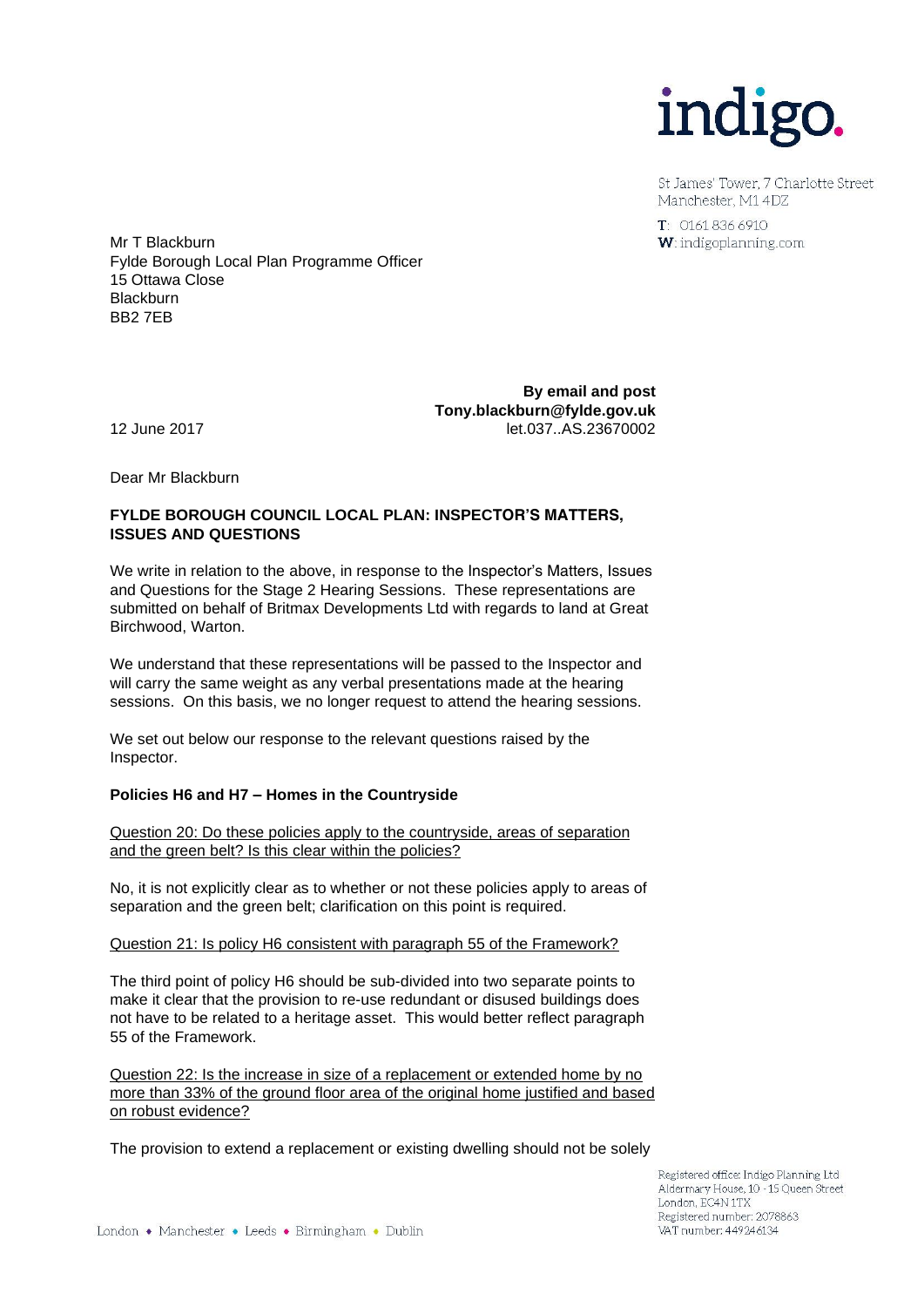indigo.

St James' Tower, 7 Charlotte Street
Manchester, M1 4DZ

T: 0161 836 6910
W: indigoplanning.com

Mr T Blackburn
Fylde Borough Local Plan Programme Officer
15 Ottawa Close
Blackburn
BB2 7EB

**By email and post**
**Tony.blackburn@fylde.gov.uk**
let.037..AS.23670002

12 June 2017

Dear Mr Blackburn

**FYLDE BOROUGH COUNCIL LOCAL PLAN: INSPECTOR'S MATTERS, ISSUES AND QUESTIONS**

We write in relation to the above, in response to the Inspector's Matters, Issues and Questions for the Stage 2 Hearing Sessions. These representations are submitted on behalf of Britmax Developments Ltd with regards to land at Great Birchwood, Warton.

We understand that these representations will be passed to the Inspector and will carry the same weight as any verbal presentations made at the hearing sessions. On this basis, we no longer request to attend the hearing sessions.

We set out below our response to the relevant questions raised by the Inspector.

**Policies H6 and H7 – Homes in the Countryside**

Question 20: Do these policies apply to the countryside, areas of separation and the green belt? Is this clear within the policies?

No, it is not explicitly clear as to whether or not these policies apply to areas of separation and the green belt; clarification on this point is required.

Question 21: Is policy H6 consistent with paragraph 55 of the Framework?

The third point of policy H6 should be sub-divided into two separate points to make it clear that the provision to re-use redundant or disused buildings does not have to be related to a heritage asset. This would better reflect paragraph 55 of the Framework.

Question 22: Is the increase in size of a replacement or extended home by no more than 33% of the ground floor area of the original home justified and based on robust evidence?

The provision to extend a replacement or existing dwelling should not be solely

Registered office: Indigo Planning Ltd
Aldermary House, 10 - 15 Queen Street
London, EC4N 1TX
Registered number: 2078863
VAT number: 449246134

London • Manchester • Leeds • Birmingham • Dublin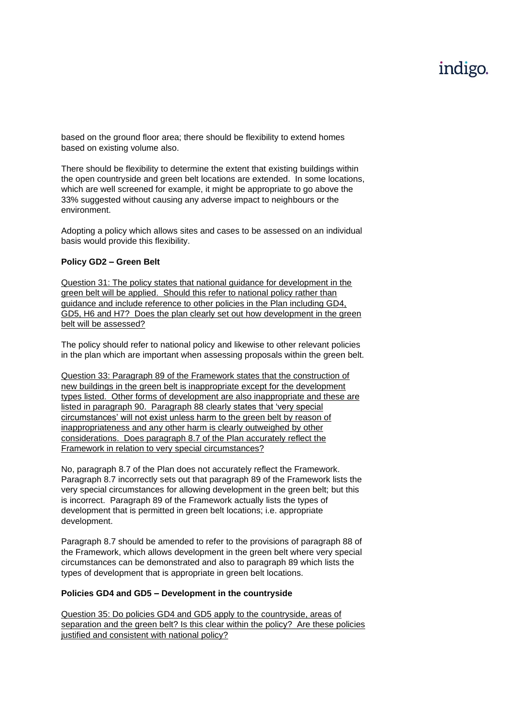based on the ground floor area; there should be flexibility to extend homes based on existing volume also.

There should be flexibility to determine the extent that existing buildings within the open countryside and green belt locations are extended. In some locations, which are well screened for example, it might be appropriate to go above the 33% suggested without causing any adverse impact to neighbours or the environment.

Adopting a policy which allows sites and cases to be assessed on an individual basis would provide this flexibility.

**Policy GD2 – Green Belt**

<u>Question 31: The policy states that national guidance for development in the green belt will be applied. Should this refer to national policy rather than guidance and include reference to other policies in the Plan including GD4, GD5, H6 and H7? Does the plan clearly set out how development in the green belt will be assessed?</u>

The policy should refer to national policy and likewise to other relevant policies in the plan which are important when assessing proposals within the green belt.

<u>Question 33: Paragraph 89 of the Framework states that the construction of new buildings in the green belt is inappropriate except for the development types listed. Other forms of development are also inappropriate and these are listed in paragraph 90. Paragraph 88 clearly states that 'very special circumstances' will not exist unless harm to the green belt by reason of inappropriateness and any other harm is clearly outweighed by other considerations. Does paragraph 8.7 of the Plan accurately reflect the Framework in relation to very special circumstances?</u>

No, paragraph 8.7 of the Plan does not accurately reflect the Framework. Paragraph 8.7 incorrectly sets out that paragraph 89 of the Framework lists the very special circumstances for allowing development in the green belt; but this is incorrect. Paragraph 89 of the Framework actually lists the types of development that is permitted in green belt locations; i.e. appropriate development.

Paragraph 8.7 should be amended to refer to the provisions of paragraph 88 of the Framework, which allows development in the green belt where very special circumstances can be demonstrated and also to paragraph 89 which lists the types of development that is appropriate in green belt locations.

**Policies GD4 and GD5 – Development in the countryside**

<u>Question 35: Do policies GD4 and GD5 apply to the countryside, areas of separation and the green belt? Is this clear within the policy? Are these policies justified and consistent with national policy?</u>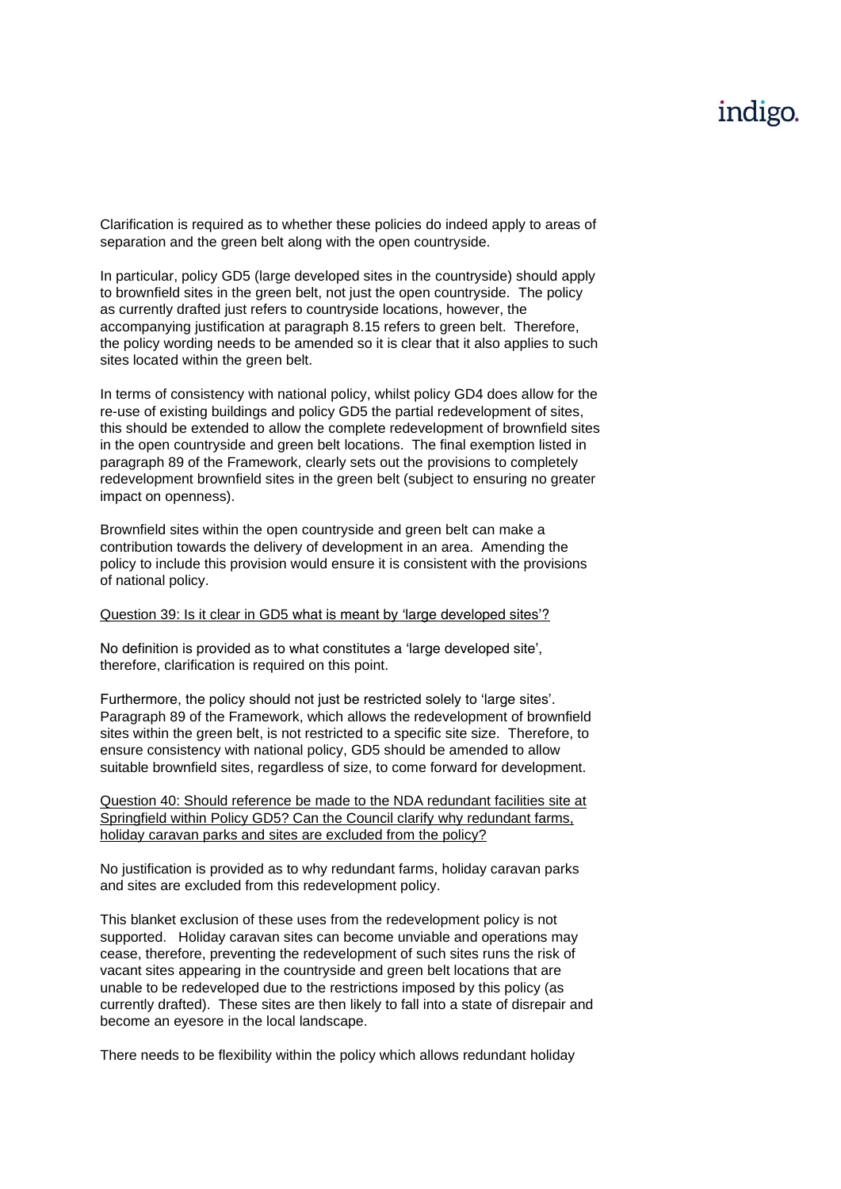Clarification is required as to whether these policies do indeed apply to areas of separation and the green belt along with the open countryside.

In particular, policy GD5 (large developed sites in the countryside) should apply to brownfield sites in the green belt, not just the open countryside. The policy as currently drafted just refers to countryside locations, however, the accompanying justification at paragraph 8.15 refers to green belt. Therefore, the policy wording needs to be amended so it is clear that it also applies to such sites located within the green belt.

In terms of consistency with national policy, whilst policy GD4 does allow for the re-use of existing buildings and policy GD5 the partial redevelopment of sites, this should be extended to allow the complete redevelopment of brownfield sites in the open countryside and green belt locations. The final exemption listed in paragraph 89 of the Framework, clearly sets out the provisions to completely redevelopment brownfield sites in the green belt (subject to ensuring no greater impact on openness).

Brownfield sites within the open countryside and green belt can make a contribution towards the delivery of development in an area. Amending the policy to include this provision would ensure it is consistent with the provisions of national policy.

<u>Question 39: Is it clear in GD5 what is meant by 'large developed sites'?</u>

No definition is provided as to what constitutes a 'large developed site', therefore, clarification is required on this point.

Furthermore, the policy should not just be restricted solely to 'large sites'. Paragraph 89 of the Framework, which allows the redevelopment of brownfield sites within the green belt, is not restricted to a specific site size. Therefore, to ensure consistency with national policy, GD5 should be amended to allow suitable brownfield sites, regardless of size, to come forward for development.

<u>Question 40: Should reference be made to the NDA redundant facilities site at Springfield within Policy GD5? Can the Council clarify why redundant farms, holiday caravan parks and sites are excluded from the policy?</u>

No justification is provided as to why redundant farms, holiday caravan parks and sites are excluded from this redevelopment policy.

This blanket exclusion of these uses from the redevelopment policy is not supported. Holiday caravan sites can become unviable and operations may cease, therefore, preventing the redevelopment of such sites runs the risk of vacant sites appearing in the countryside and green belt locations that are unable to be redeveloped due to the restrictions imposed by this policy (as currently drafted). These sites are then likely to fall into a state of disrepair and become an eyesore in the local landscape.

There needs to be flexibility within the policy which allows redundant holiday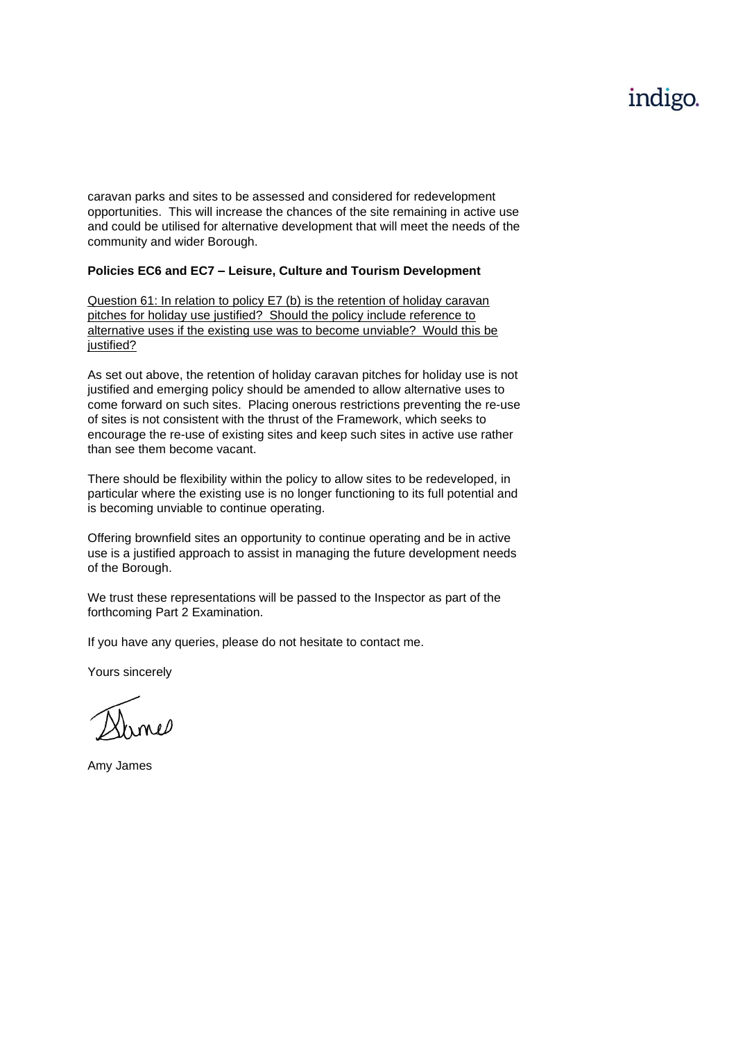caravan parks and sites to be assessed and considered for redevelopment opportunities. This will increase the chances of the site remaining in active use and could be utilised for alternative development that will meet the needs of the community and wider Borough.

**Policies EC6 and EC7 – Leisure, Culture and Tourism Development**

Question 61: In relation to policy E7 (b) is the retention of holiday caravan pitches for holiday use justified? Should the policy include reference to alternative uses if the existing use was to become unviable? Would this be justified?

As set out above, the retention of holiday caravan pitches for holiday use is not justified and emerging policy should be amended to allow alternative uses to come forward on such sites. Placing onerous restrictions preventing the re-use of sites is not consistent with the thrust of the Framework, which seeks to encourage the re-use of existing sites and keep such sites in active use rather than see them become vacant.

There should be flexibility within the policy to allow sites to be redeveloped, in particular where the existing use is no longer functioning to its full potential and is becoming unviable to continue operating.

Offering brownfield sites an opportunity to continue operating and be in active use is a justified approach to assist in managing the future development needs of the Borough.

We trust these representations will be passed to the Inspector as part of the forthcoming Part 2 Examination.

If you have any queries, please do not hesitate to contact me.

Yours sincerely

Amy James